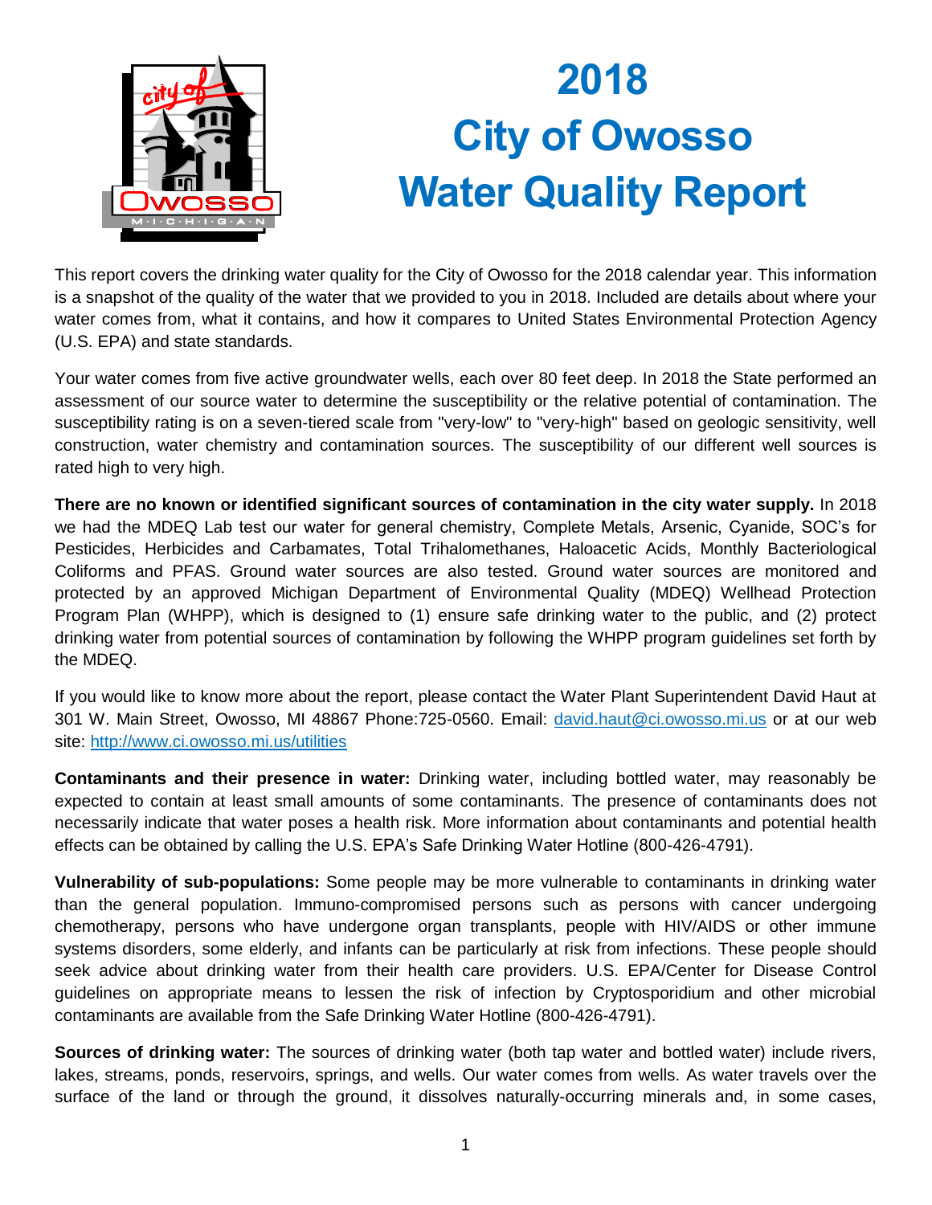# 2018 City of Owosso Water Quality Report

This report covers the drinking water quality for the City of Owosso for the 2018 calendar year. This information is a snapshot of the quality of the water that we provided to you in 2018. Included are details about where your water comes from, what it contains, and how it compares to United States Environmental Protection Agency (U.S. EPA) and state standards.

Your water comes from five active groundwater wells, each over 80 feet deep. In 2018 the State performed an assessment of our source water to determine the susceptibility or the relative potential of contamination. The susceptibility rating is on a seven-tiered scale from "very-low" to "very-high" based on geologic sensitivity, well construction, water chemistry and contamination sources. The susceptibility of our different well sources is rated high to very high.

**There are no known or identified significant sources of contamination in the city water supply.** In 2018 we had the MDEQ Lab test our water for general chemistry, Complete Metals, Arsenic, Cyanide, SOC's for Pesticides, Herbicides and Carbamates, Total Trihalomethanes, Haloacetic Acids, Monthly Bacteriological Coliforms and PFAS. Ground water sources are also tested. Ground water sources are monitored and protected by an approved Michigan Department of Environmental Quality (MDEQ) Wellhead Protection Program Plan (WHPP), which is designed to (1) ensure safe drinking water to the public, and (2) protect drinking water from potential sources of contamination by following the WHPP program guidelines set forth by the MDEQ.

If you would like to know more about the report, please contact the Water Plant Superintendent David Haut at 301 W. Main Street, Owosso, MI 48867 Phone:725-0560. Email: david.haut@ci.owosso.mi.us or at our web site: http://www.ci.owosso.mi.us/utilities

**Contaminants and their presence in water:** Drinking water, including bottled water, may reasonably be expected to contain at least small amounts of some contaminants. The presence of contaminants does not necessarily indicate that water poses a health risk. More information about contaminants and potential health effects can be obtained by calling the U.S. EPA's Safe Drinking Water Hotline (800-426-4791).

**Vulnerability of sub-populations:** Some people may be more vulnerable to contaminants in drinking water than the general population. Immuno-compromised persons such as persons with cancer undergoing chemotherapy, persons who have undergone organ transplants, people with HIV/AIDS or other immune systems disorders, some elderly, and infants can be particularly at risk from infections. These people should seek advice about drinking water from their health care providers. U.S. EPA/Center for Disease Control guidelines on appropriate means to lessen the risk of infection by Cryptosporidium and other microbial contaminants are available from the Safe Drinking Water Hotline (800-426-4791).

**Sources of drinking water:** The sources of drinking water (both tap water and bottled water) include rivers, lakes, streams, ponds, reservoirs, springs, and wells. Our water comes from wells. As water travels over the surface of the land or through the ground, it dissolves naturally-occurring minerals and, in some cases,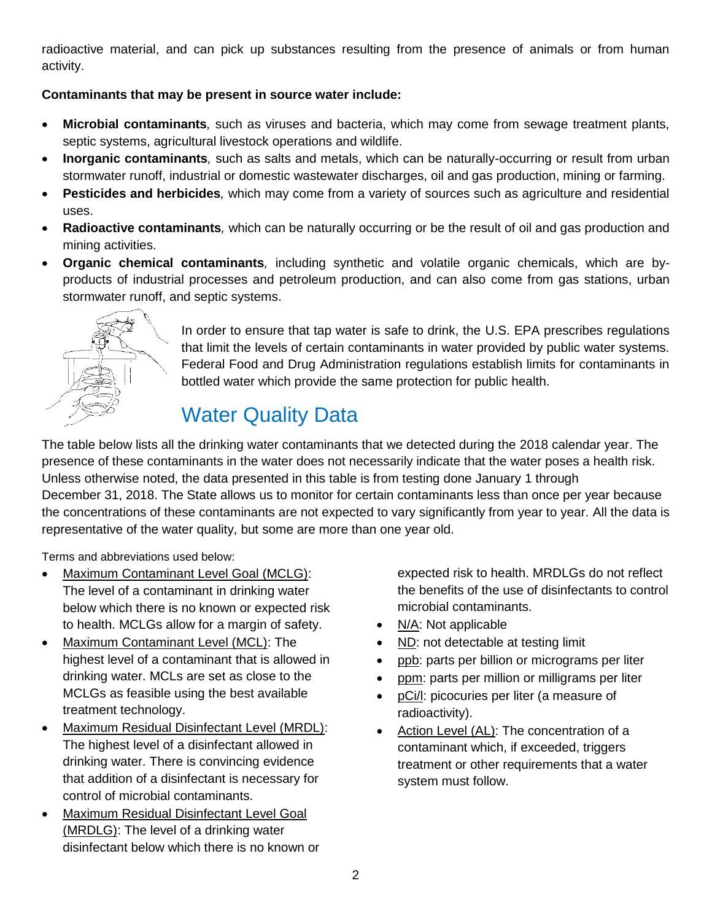radioactive material, and can pick up substances resulting from the presence of animals or from human activity.

**Contaminants that may be present in source water include:**

- **Microbial contaminants***,* such as viruses and bacteria, which may come from sewage treatment plants, septic systems, agricultural livestock operations and wildlife.
- **Inorganic contaminants***,* such as salts and metals, which can be naturally-occurring or result from urban stormwater runoff, industrial or domestic wastewater discharges, oil and gas production, mining or farming.
- **Pesticides and herbicides***,* which may come from a variety of sources such as agriculture and residential uses.
- **Radioactive contaminants***,* which can be naturally occurring or be the result of oil and gas production and mining activities.
- **Organic chemical contaminants***,* including synthetic and volatile organic chemicals, which are by-products of industrial processes and petroleum production, and can also come from gas stations, urban stormwater runoff, and septic systems.

In order to ensure that tap water is safe to drink, the U.S. EPA prescribes regulations that limit the levels of certain contaminants in water provided by public water systems. Federal Food and Drug Administration regulations establish limits for contaminants in bottled water which provide the same protection for public health.

## Water Quality Data

The table below lists all the drinking water contaminants that we detected during the 2018 calendar year. The presence of these contaminants in the water does not necessarily indicate that the water poses a health risk. Unless otherwise noted, the data presented in this table is from testing done January 1 through December 31, 2018. The State allows us to monitor for certain contaminants less than once per year because the concentrations of these contaminants are not expected to vary significantly from year to year. All the data is representative of the water quality, but some are more than one year old.

Terms and abbreviations used below:

- Maximum Contaminant Level Goal (MCLG): The level of a contaminant in drinking water below which there is no known or expected risk to health. MCLGs allow for a margin of safety.
- Maximum Contaminant Level (MCL): The highest level of a contaminant that is allowed in drinking water. MCLs are set as close to the MCLGs as feasible using the best available treatment technology.
- Maximum Residual Disinfectant Level (MRDL): The highest level of a disinfectant allowed in drinking water. There is convincing evidence that addition of a disinfectant is necessary for control of microbial contaminants.
- Maximum Residual Disinfectant Level Goal (MRDLG): The level of a drinking water disinfectant below which there is no known or expected risk to health. MRDLGs do not reflect the benefits of the use of disinfectants to control microbial contaminants.
- N/A: Not applicable
- ND: not detectable at testing limit
- ppb: parts per billion or micrograms per liter
- ppm: parts per million or milligrams per liter
- pCi/l: picocuries per liter (a measure of radioactivity).
- Action Level (AL): The concentration of a contaminant which, if exceeded, triggers treatment or other requirements that a water system must follow.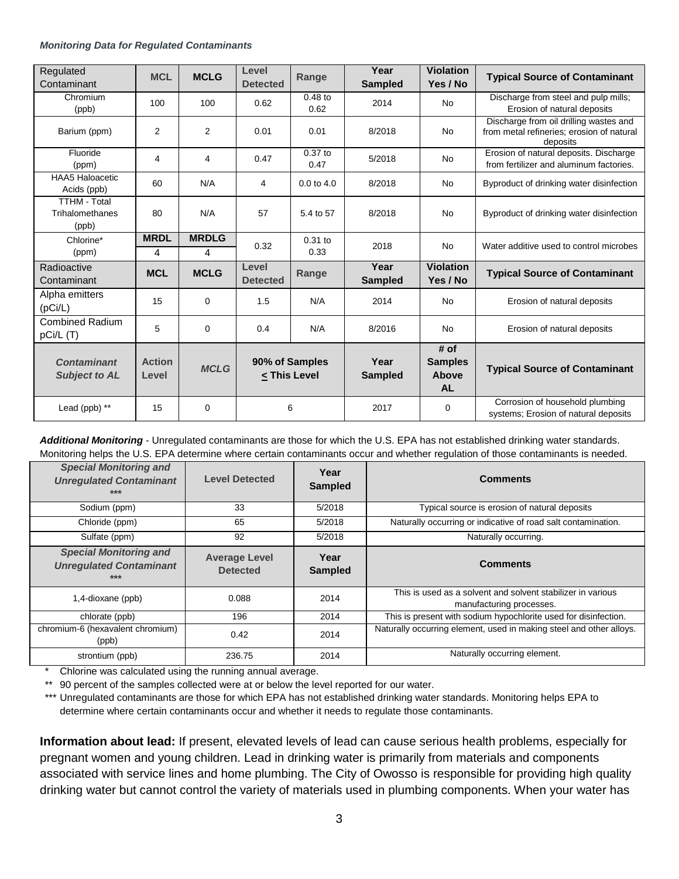***Monitoring Data for Regulated Contaminants***

| Regulated Contaminant | MCL | MCLG | Level Detected | Range | Year Sampled | Violation Yes / No | Typical Source of Contaminant |
|---|---|---|---|---|---|---|---|
| Chromium (ppb) | 100 | 100 | 0.62 | 0.48 to 0.62 | 2014 | No | Discharge from steel and pulp mills; Erosion of natural deposits |
| Barium (ppm) | 2 | 2 | 0.01 | 0.01 | 8/2018 | No | Discharge from oil drilling wastes and from metal refineries; erosion of natural deposits |
| Fluoride (ppm) | 4 | 4 | 0.47 | 0.37 to 0.47 | 5/2018 | No | Erosion of natural deposits. Discharge from fertilizer and aluminum factories. |
| HAA5 Haloacetic Acids (ppb) | 60 | N/A | 4 | 0.0 to 4.0 | 8/2018 | No | Byproduct of drinking water disinfection |
| TTHM - Total Trihalomethanes (ppb) | 80 | N/A | 57 | 5.4 to 57 | 8/2018 | No | Byproduct of drinking water disinfection |
| Chlorine* (ppm) | **MRDL** 4 | **MRDLG** 4 | 0.32 | 0.31 to 0.33 | 2018 | No | Water additive used to control microbes |
| **Radioactive Contaminant** | **MCL** | **MCLG** | **Level Detected** | **Range** | **Year Sampled** | **Violation Yes / No** | **Typical Source of Contaminant** |
| Alpha emitters (pCi/L) | 15 | 0 | 1.5 | N/A | 2014 | No | Erosion of natural deposits |
| Combined Radium pCi/L (T) | 5 | 0 | 0.4 | N/A | 8/2016 | No | Erosion of natural deposits |
| ***Contaminant Subject to AL*** | **Action Level** | ***MCLG*** | **90% of Samples < This Level** | | **Year Sampled** | **# of Samples Above AL** | **Typical Source of Contaminant** |
| Lead (ppb) ** | 15 | 0 | 6 | | 2017 | 0 | Corrosion of household plumbing systems; Erosion of natural deposits |

***Additional Monitoring*** - Unregulated contaminants are those for which the U.S. EPA has not established drinking water standards. Monitoring helps the U.S. EPA determine where certain contaminants occur and whether regulation of those contaminants is needed.

| *Special Monitoring and Unregulated Contaminant \*\*\** | Level Detected | Year Sampled | Comments |
|---|---|---|---|
| Sodium (ppm) | 33 | 5/2018 | Typical source is erosion of natural deposits |
| Chloride (ppm) | 65 | 5/2018 | Naturally occurring or indicative of road salt contamination. |
| Sulfate (ppm) | 92 | 5/2018 | Naturally occurring. |
| ***Special Monitoring and Unregulated Contaminant \*\*\**** | **Average Level Detected** | **Year Sampled** | **Comments** |
| 1,4-dioxane (ppb) | 0.088 | 2014 | This is used as a solvent and solvent stabilizer in various manufacturing processes. |
| chlorate (ppb) | 196 | 2014 | This is present with sodium hypochlorite used for disinfection. |
| chromium-6 (hexavalent chromium) (ppb) | 0.42 | 2014 | Naturally occurring element, used in making steel and other alloys. |
| strontium (ppb) | 236.75 | 2014 | Naturally occurring element. |

\* Chlorine was calculated using the running annual average.

\*\* 90 percent of the samples collected were at or below the level reported for our water.

\*\*\* Unregulated contaminants are those for which EPA has not established drinking water standards. Monitoring helps EPA to determine where certain contaminants occur and whether it needs to regulate those contaminants.

**Information about lead:** If present, elevated levels of lead can cause serious health problems, especially for pregnant women and young children. Lead in drinking water is primarily from materials and components associated with service lines and home plumbing. The City of Owosso is responsible for providing high quality drinking water but cannot control the variety of materials used in plumbing components. When your water has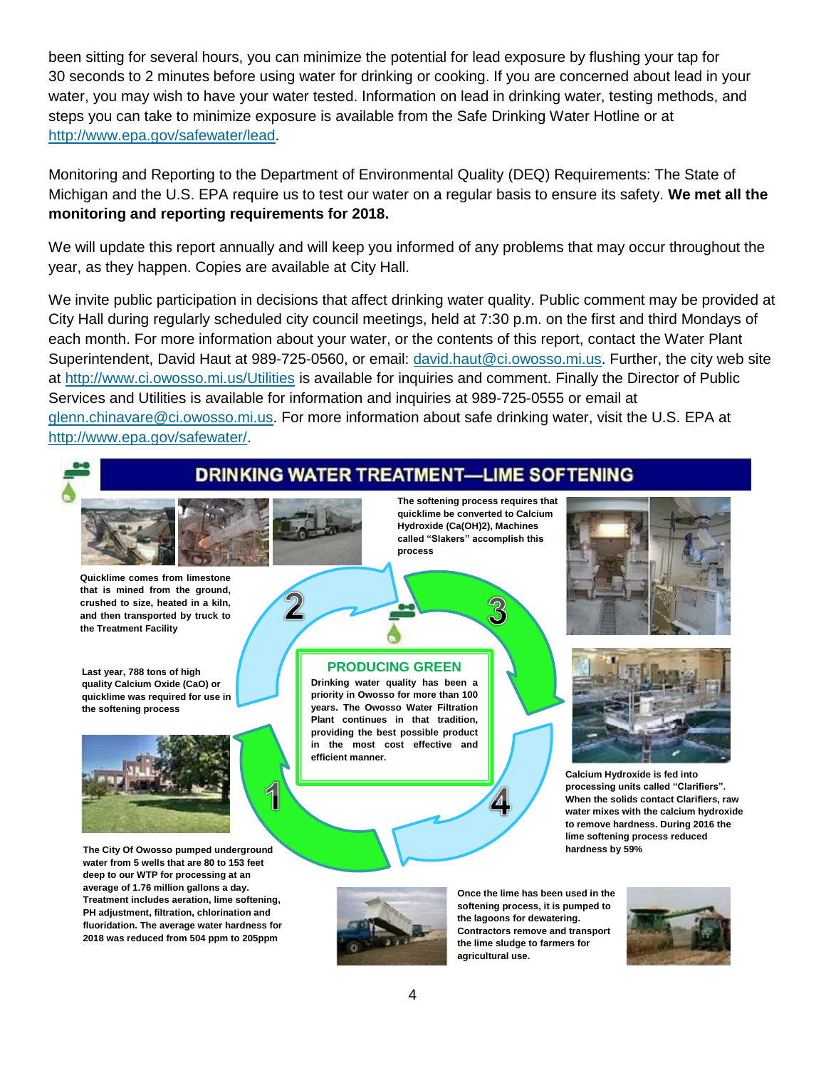been sitting for several hours, you can minimize the potential for lead exposure by flushing your tap for 30 seconds to 2 minutes before using water for drinking or cooking. If you are concerned about lead in your water, you may wish to have your water tested. Information on lead in drinking water, testing methods, and steps you can take to minimize exposure is available from the Safe Drinking Water Hotline or at http://www.epa.gov/safewater/lead.

Monitoring and Reporting to the Department of Environmental Quality (DEQ) Requirements: The State of Michigan and the U.S. EPA require us to test our water on a regular basis to ensure its safety. **We met all the monitoring and reporting requirements for 2018.**

We will update this report annually and will keep you informed of any problems that may occur throughout the year, as they happen. Copies are available at City Hall.

We invite public participation in decisions that affect drinking water quality. Public comment may be provided at City Hall during regularly scheduled city council meetings, held at 7:30 p.m. on the first and third Mondays of each month. For more information about your water, or the contents of this report, contact the Water Plant Superintendent, David Haut at 989-725-0560, or email: david.haut@ci.owosso.mi.us. Further, the city web site at http://www.ci.owosso.mi.us/Utilities is available for inquiries and comment. Finally the Director of Public Services and Utilities is available for information and inquiries at 989-725-0555 or email at glenn.chinavare@ci.owosso.mi.us. For more information about safe drinking water, visit the U.S. EPA at http://www.epa.gov/safewater/.

## DRINKING WATER TREATMENT—LIME SOFTENING

**1** — **The City Of Owosso pumped underground water from 5 wells that are 80 to 153 feet deep to our WTP for processing at an average of 1.76 million gallons a day. Treatment includes aeration, lime softening, PH adjustment, filtration, chlorination and fluoridation. The average water hardness for 2018 was reduced from 504 ppm to 205ppm**

**2** — **Quicklime comes from limestone that is mined from the ground, crushed to size, heated in a kiln, and then transported by truck to the Treatment Facility**

**Last year, 788 tons of high quality Calcium Oxide (CaO) or quicklime was required for use in the softening process**

**3** — **The softening process requires that quicklime be converted to Calcium Hydroxide ($Ca(OH)_2$), Machines called "Slakers" accomplish this process**

**4** — **Calcium Hydroxide is fed into processing units called "Clarifiers". When the solids contact Clarifiers, raw water mixes with the calcium hydroxide to remove hardness. During 2016 the lime softening process reduced hardness by 59%**

**Once the lime has been used in the softening process, it is pumped to the lagoons for dewatering. Contractors remove and transport the lime sludge to farmers for agricultural use.**

### PRODUCING GREEN

**Drinking water quality has been a priority in Owosso for more than 100 years. The Owosso Water Filtration Plant continues in that tradition, providing the best possible product in the most cost effective and efficient manner.**